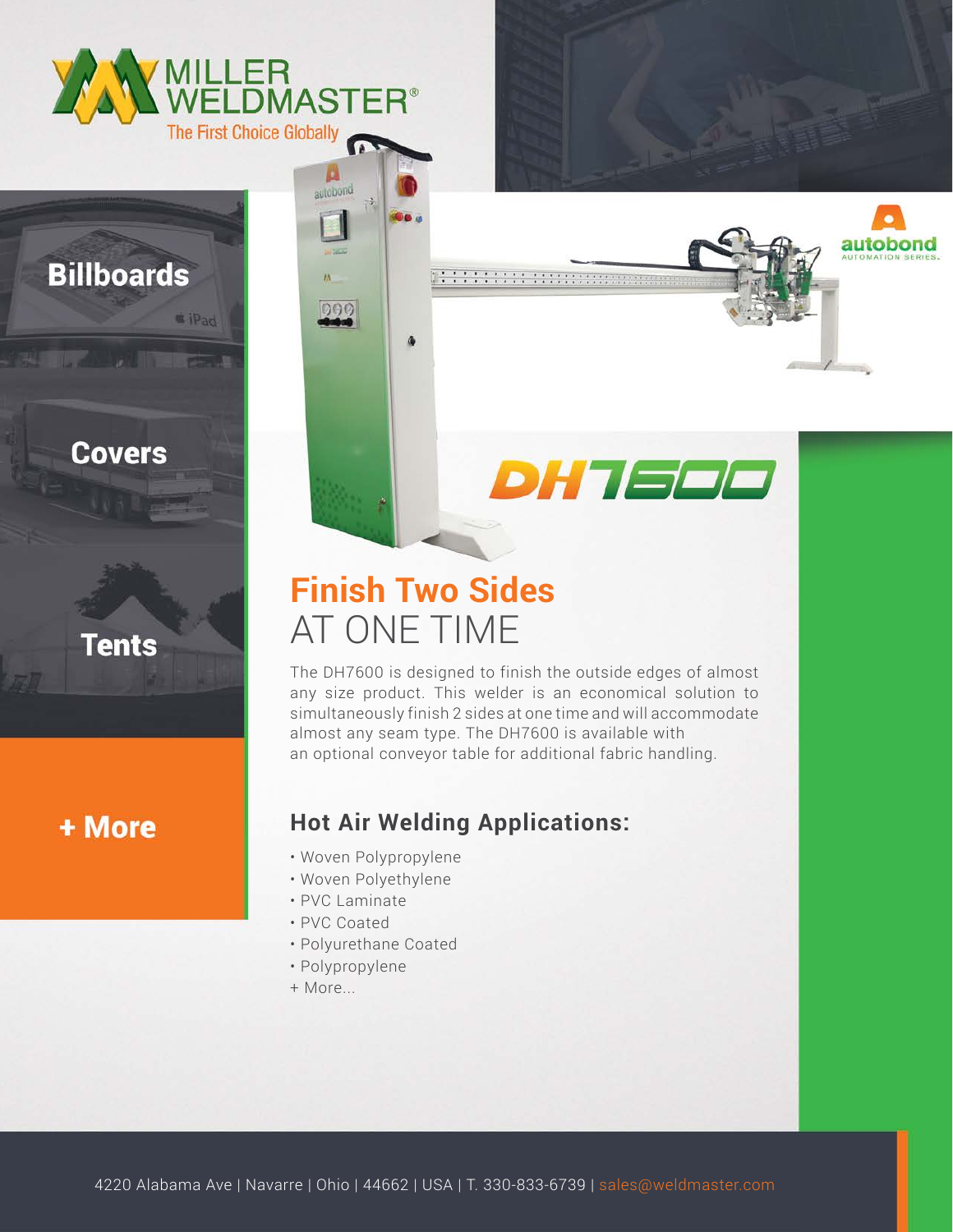MILLER WELDMASTER®

The First Choice Globally

Billboards

Covers

Tents

+ More

autobond AUTOMATION SERIES.

# DH7600

## Finish Two Sides AT ONE TIME

The DH7600 is designed to finish the outside edges of almost any size product. This welder is an economical solution to simultaneously finish 2 sides at one time and will accommodate almost any seam type. The DH7600 is available with an optional conveyor table for additional fabric handling.

### Hot Air Welding Applications:

- Woven Polypropylene
- Woven Polyethylene
- PVC Laminate
- PVC Coated
- Polyurethane Coated
- Polypropylene

+ More...

4220 Alabama Ave | Navarre | Ohio | 44662 | USA | T. 330-833-6739 | sales@weldmaster.com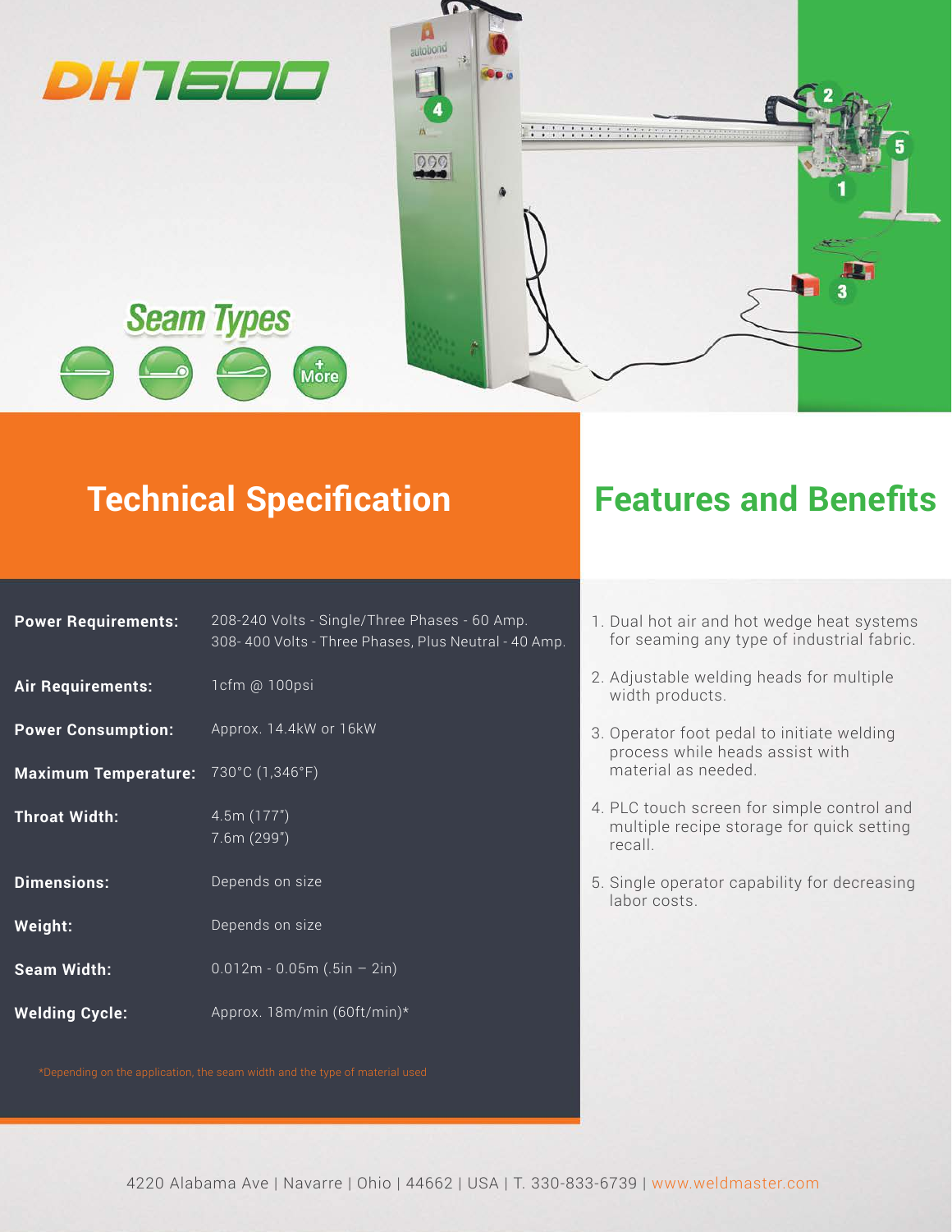# DH7600

## Seam Types

+ More

## Technical Specification

| | |
|---|---|
| **Power Requirements:** | 208-240 Volts - Single/Three Phases - 60 Amp.<br>308- 400 Volts - Three Phases, Plus Neutral - 40 Amp. |
| **Air Requirements:** | 1cfm @ 100psi |
| **Power Consumption:** | Approx. 14.4kW or 16kW |
| **Maximum Temperature:** | 730°C (1,346°F) |
| **Throat Width:** | 4.5m (177")<br>7.6m (299") |
| **Dimensions:** | Depends on size |
| **Weight:** | Depends on size |
| **Seam Width:** | 0.012m - 0.05m (.5in – 2in) |
| **Welding Cycle:** | Approx. 18m/min (60ft/min)* |

*Depending on the application, the seam width and the type of material used

## Features and Benefits

1. Dual hot air and hot wedge heat systems for seaming any type of industrial fabric.
2. Adjustable welding heads for multiple width products.
3. Operator foot pedal to initiate welding process while heads assist with material as needed.
4. PLC touch screen for simple control and multiple recipe storage for quick setting recall.
5. Single operator capability for decreasing labor costs.

4220 Alabama Ave | Navarre | Ohio | 44662 | USA | T. 330-833-6739 | www.weldmaster.com